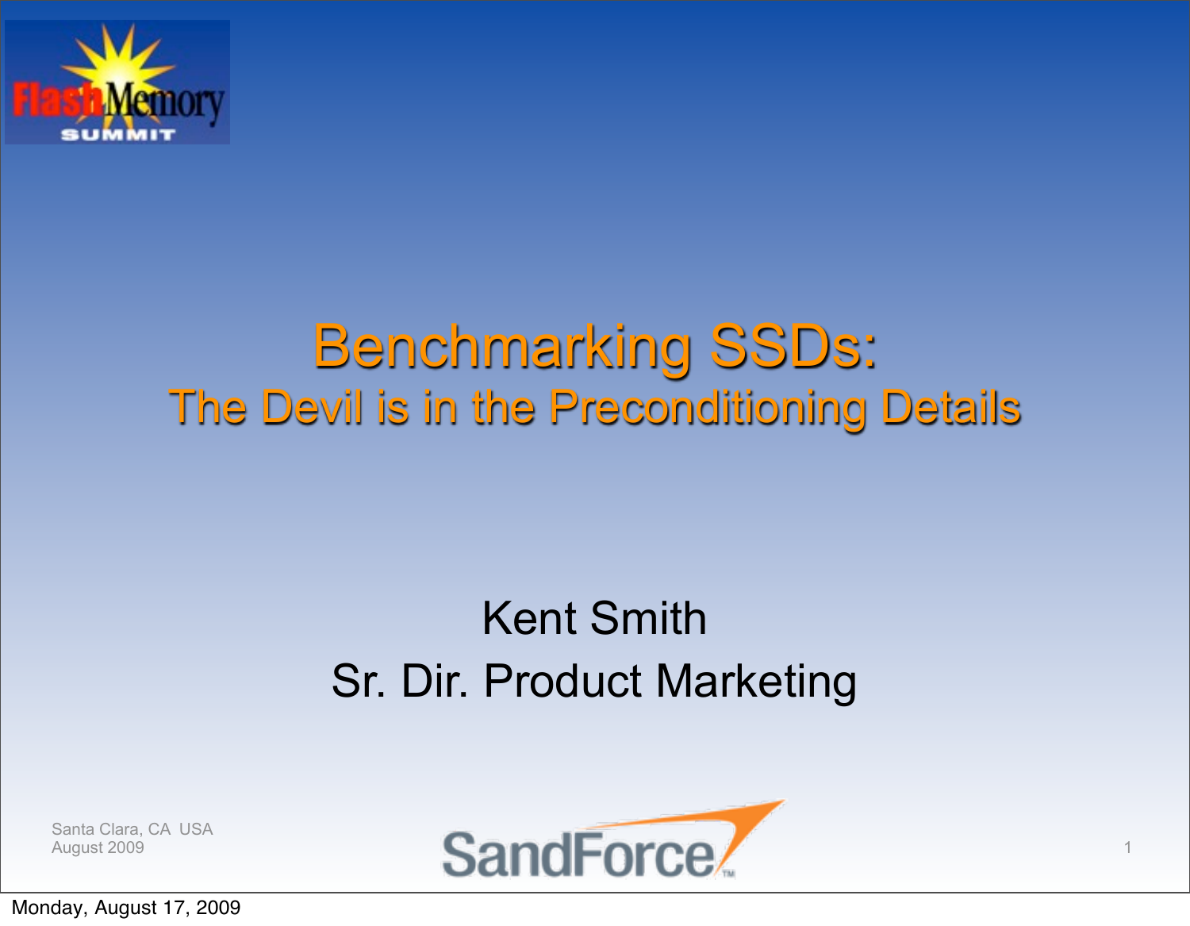# Benchmarking SSDs:

## The Devil is in the Preconditioning Details

Kent Smith

Sr. Dir. Product Marketing

Santa Clara, CA USA
August 2009

SandForce

Monday, August 17, 2009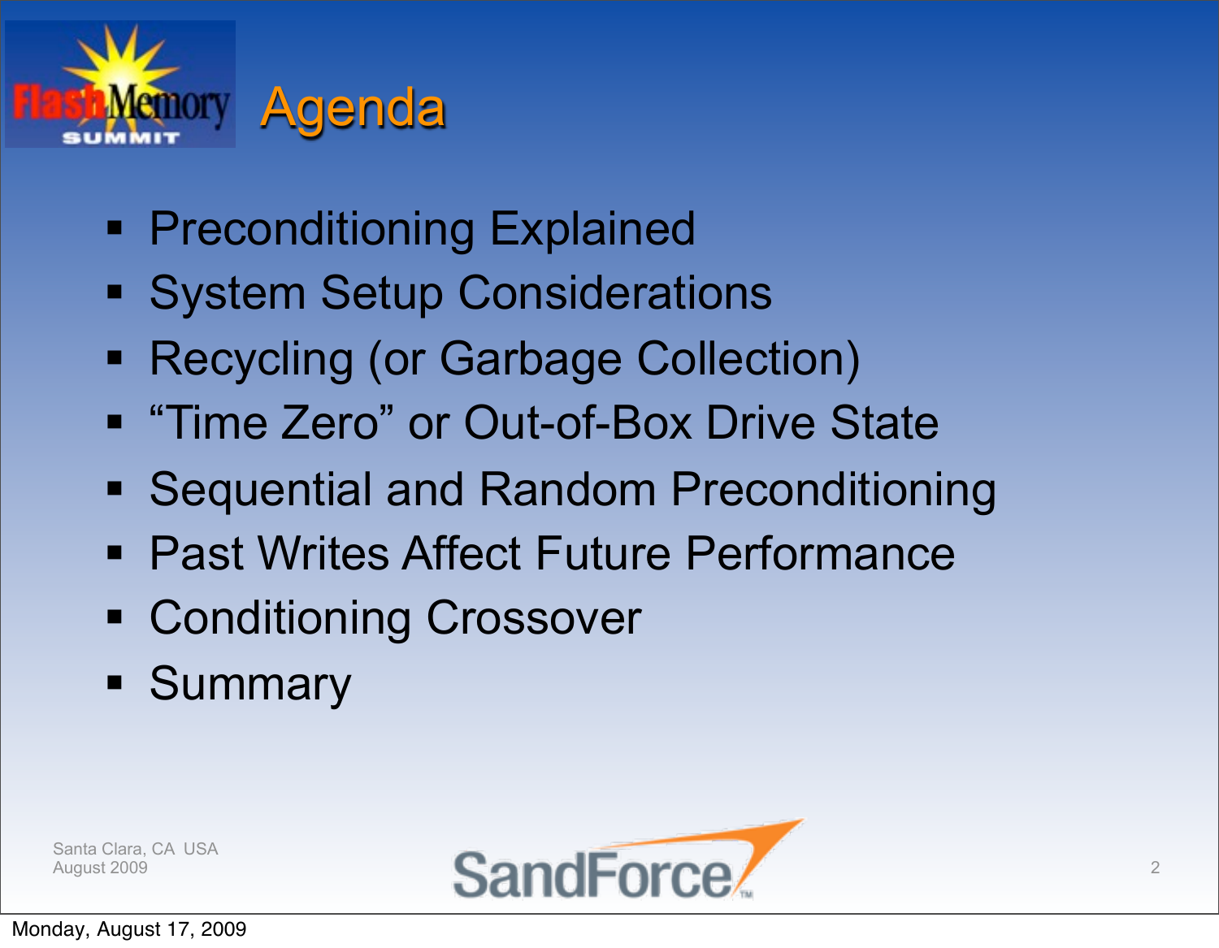# Agenda

- Preconditioning Explained
- System Setup Considerations
- Recycling (or Garbage Collection)
- "Time Zero" or Out-of-Box Drive State
- Sequential and Random Preconditioning
- Past Writes Affect Future Performance
- Conditioning Crossover
- Summary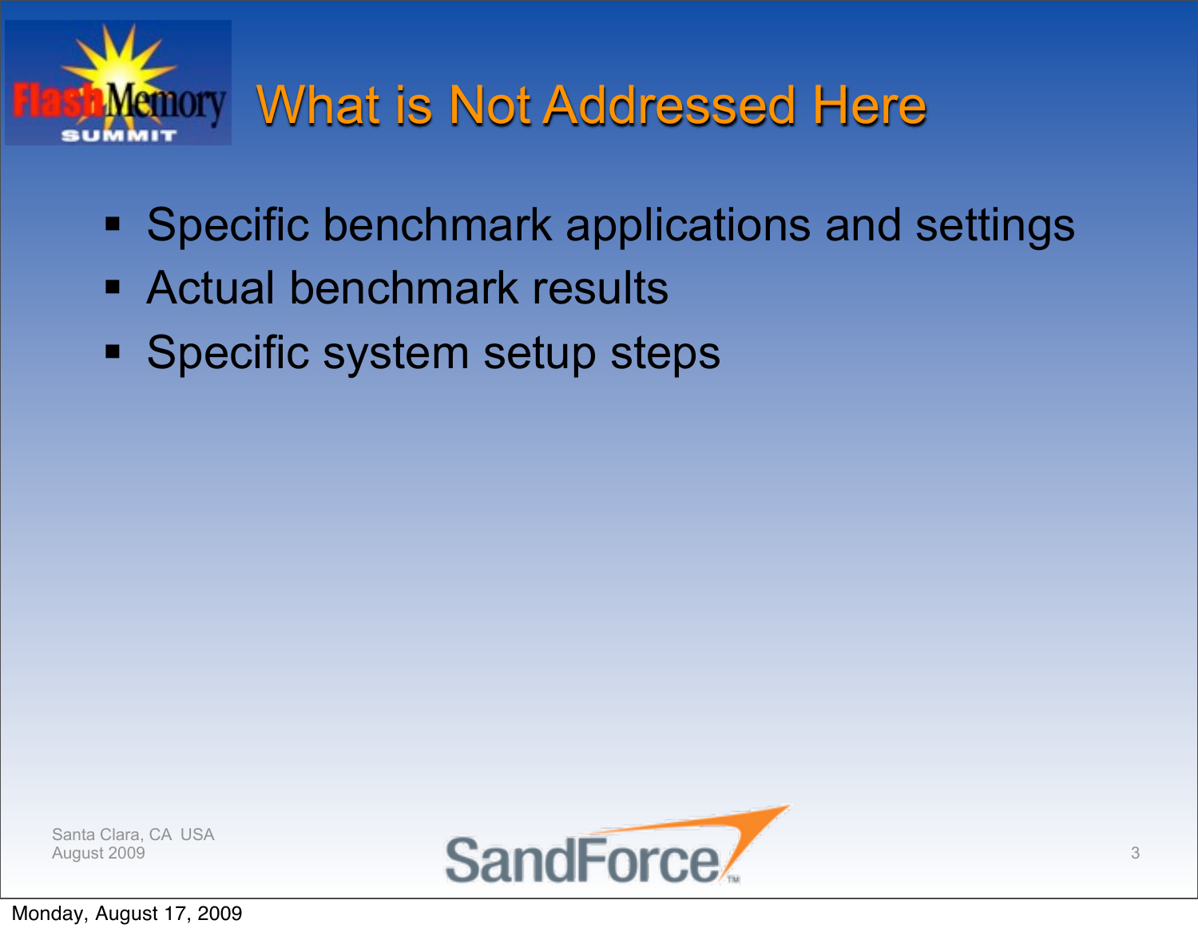# What is Not Addressed Here

- Specific benchmark applications and settings
- Actual benchmark results
- Specific system setup steps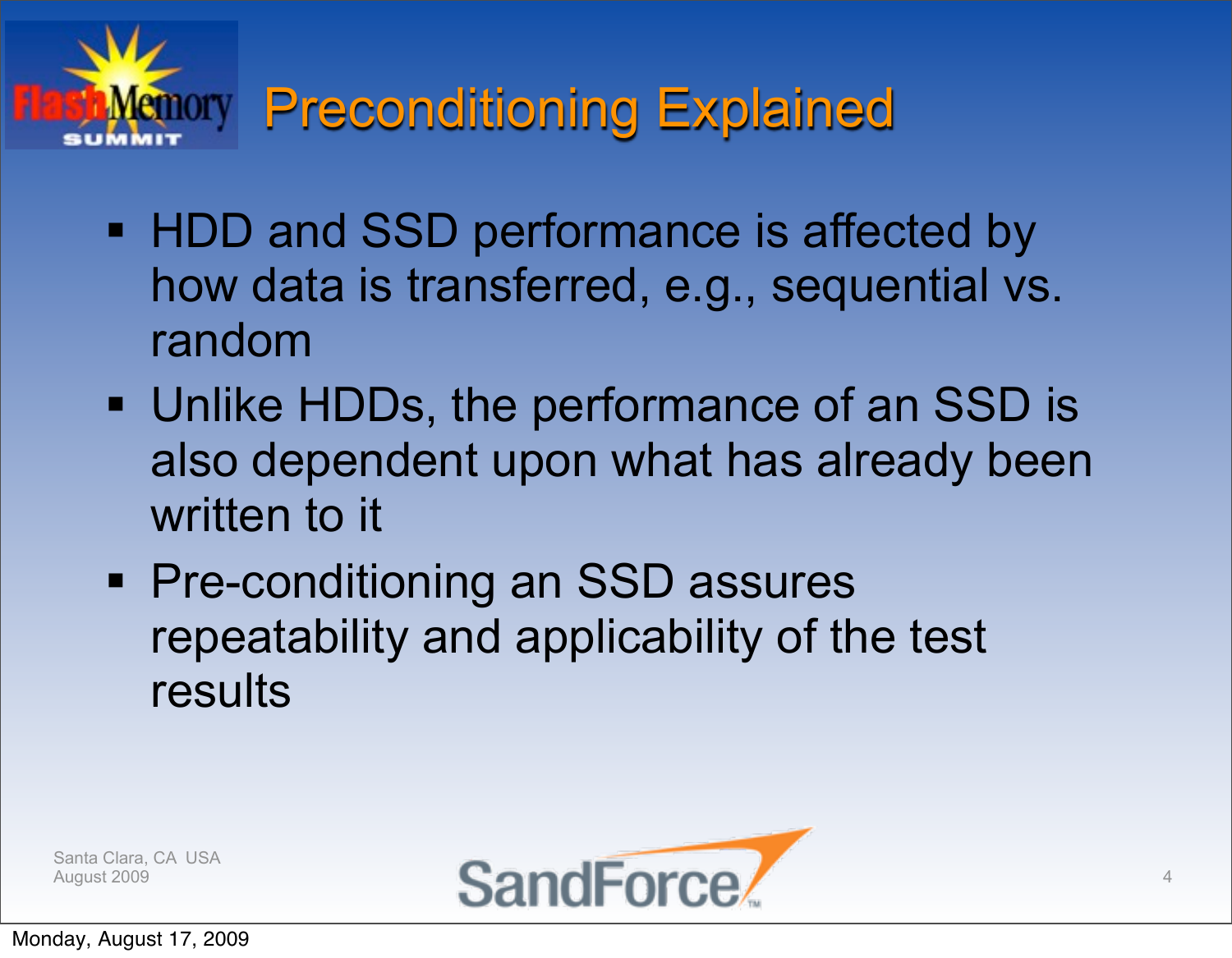# Preconditioning Explained

- HDD and SSD performance is affected by how data is transferred, e.g., sequential vs. random
- Unlike HDDs, the performance of an SSD is also dependent upon what has already been written to it
- Pre-conditioning an SSD assures repeatability and applicability of the test results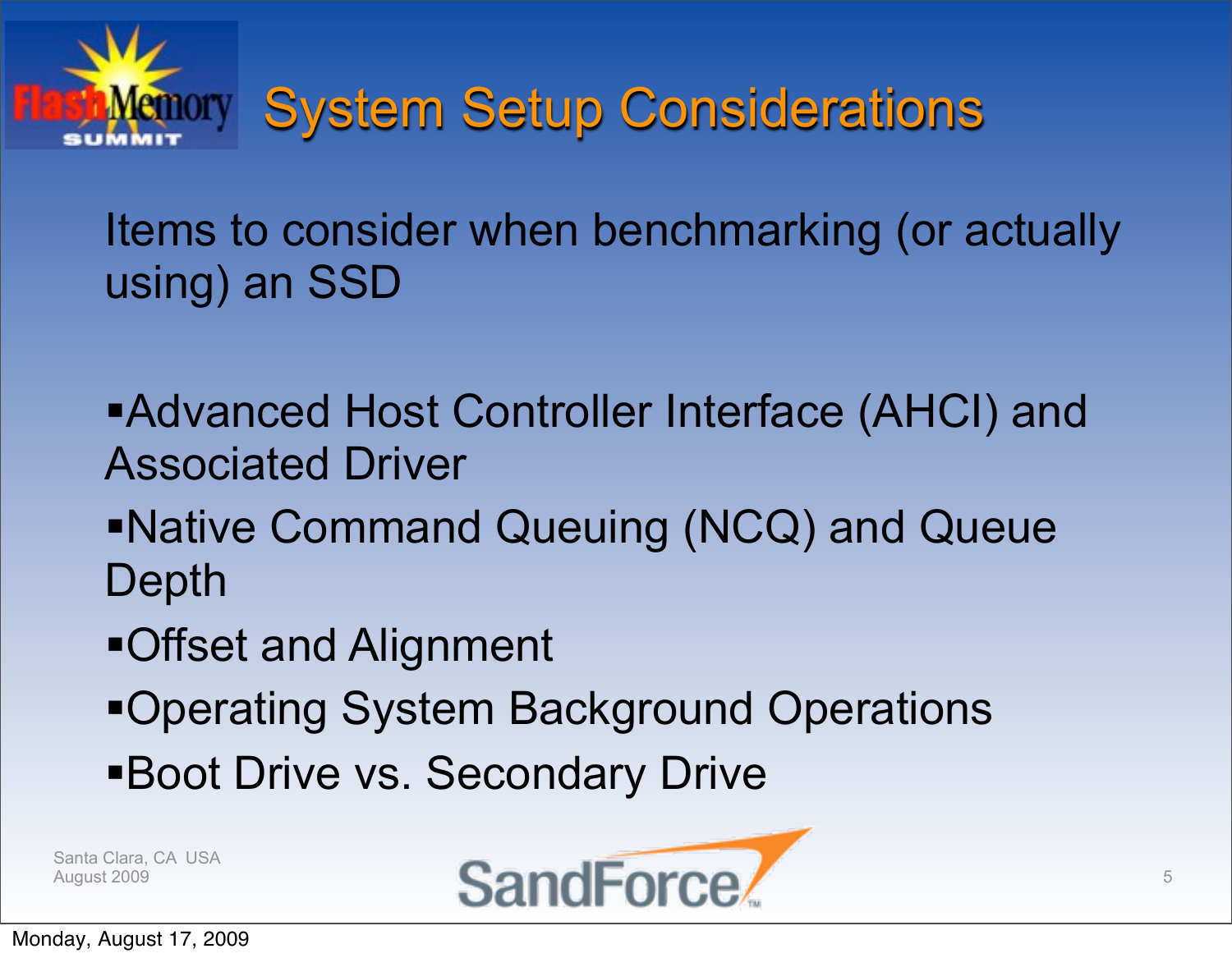# System Setup Considerations

Items to consider when benchmarking (or actually using) an SSD

- Advanced Host Controller Interface (AHCI) and Associated Driver
- Native Command Queuing (NCQ) and Queue Depth
- Offset and Alignment
- Operating System Background Operations
- Boot Drive vs. Secondary Drive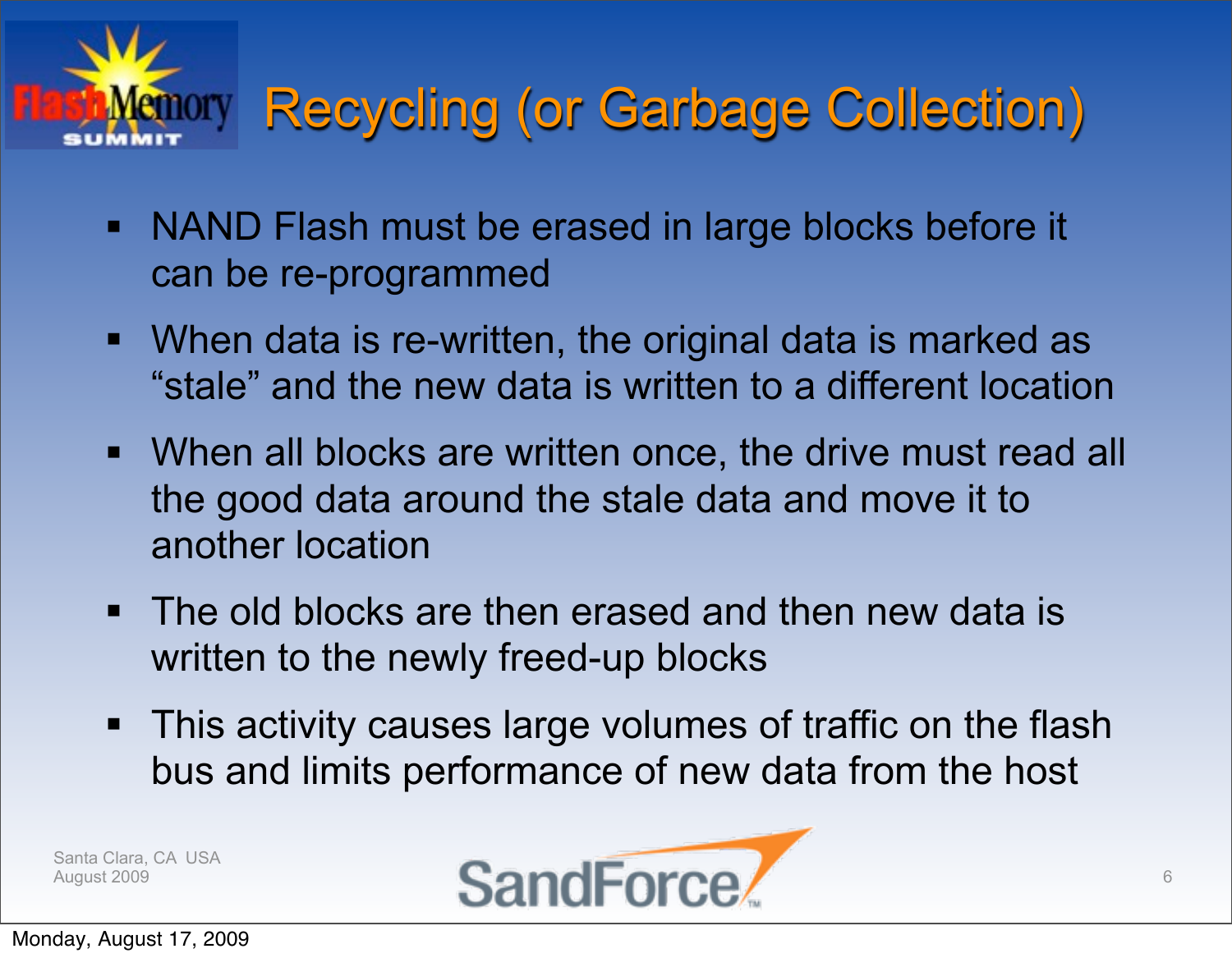# Recycling (or Garbage Collection)

- NAND Flash must be erased in large blocks before it can be re-programmed
- When data is re-written, the original data is marked as “stale” and the new data is written to a different location
- When all blocks are written once, the drive must read all the good data around the stale data and move it to another location
- The old blocks are then erased and then new data is written to the newly freed-up blocks
- This activity causes large volumes of traffic on the flash bus and limits performance of new data from the host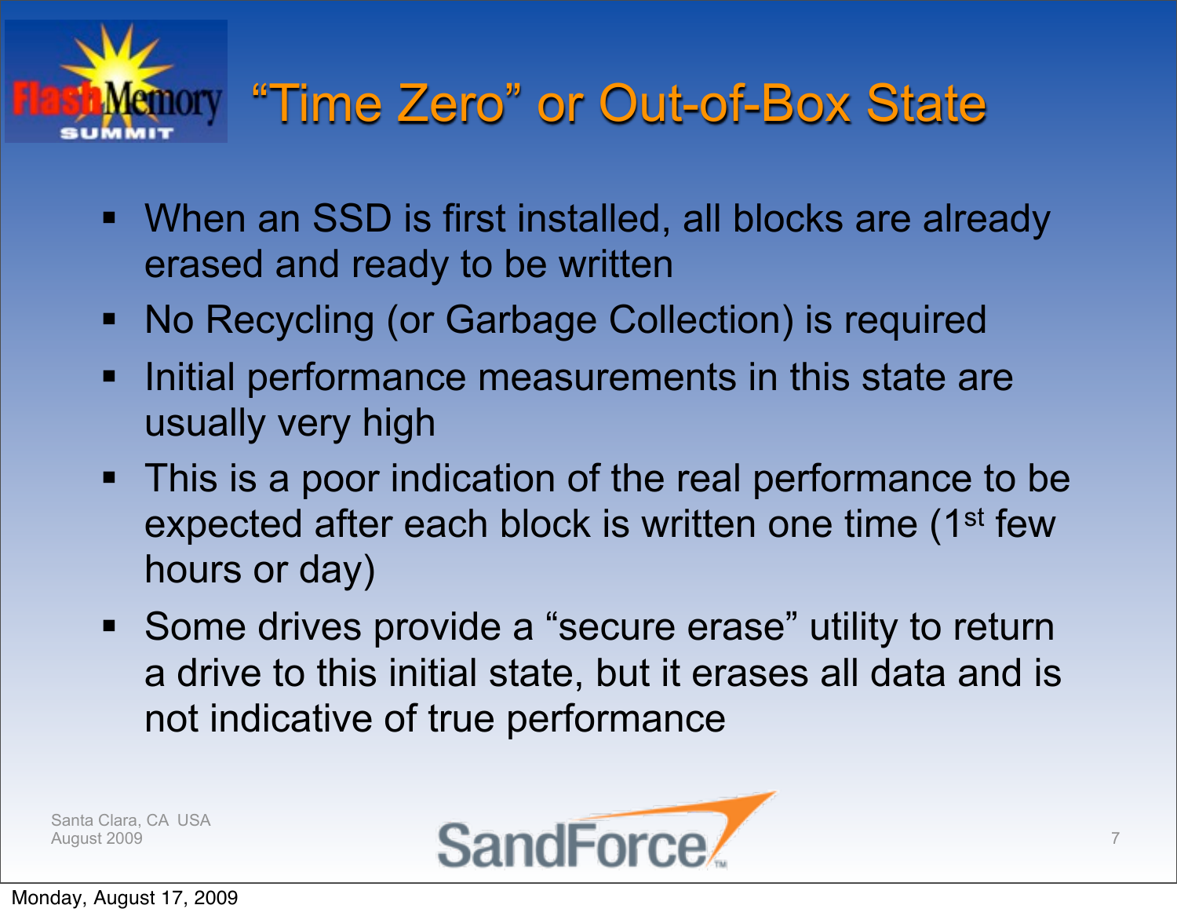# "Time Zero" or Out-of-Box State

- When an SSD is first installed, all blocks are already erased and ready to be written
- No Recycling (or Garbage Collection) is required
- Initial performance measurements in this state are usually very high
- This is a poor indication of the real performance to be expected after each block is written one time (1st few hours or day)
- Some drives provide a "secure erase" utility to return a drive to this initial state, but it erases all data and is not indicative of true performance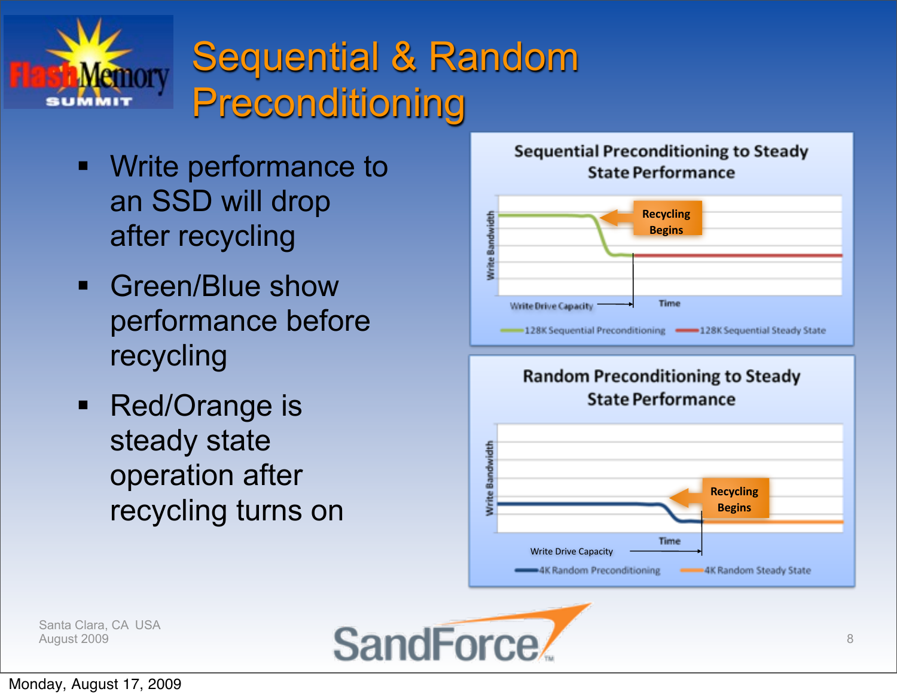# Sequential & Random Preconditioning

- Write performance to an SSD will drop after recycling
- Green/Blue show performance before recycling
- Red/Orange is steady state operation after recycling turns on

**Sequential Preconditioning to Steady State Performance**

Recycling Begins

Write Bandwidth

Write Drive Capacity

Time

128K Sequential Preconditioning — 128K Sequential Steady State

**Random Preconditioning to Steady State Performance**

Recycling Begins

Write Bandwidth

Write Drive Capacity

Time

4K Random Preconditioning — 4K Random Steady State

Santa Clara, CA USA
August 2009

Monday, August 17, 2009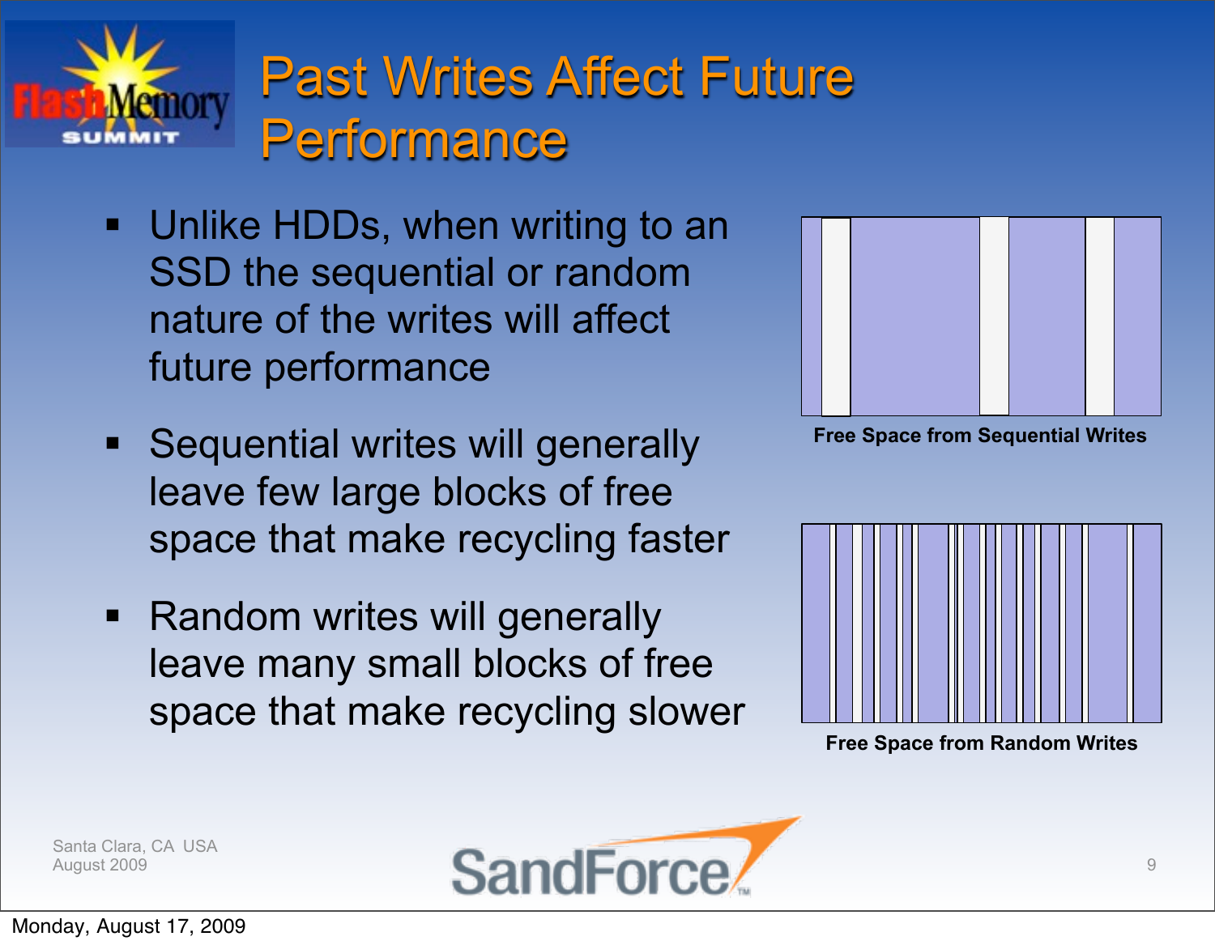# Past Writes Affect Future Performance

- Unlike HDDs, when writing to an SSD the sequential or random nature of the writes will affect future performance
- Sequential writes will generally leave few large blocks of free space that make recycling faster
- Random writes will generally leave many small blocks of free space that make recycling slower

**Free Space from Sequential Writes**

**Free Space from Random Writes**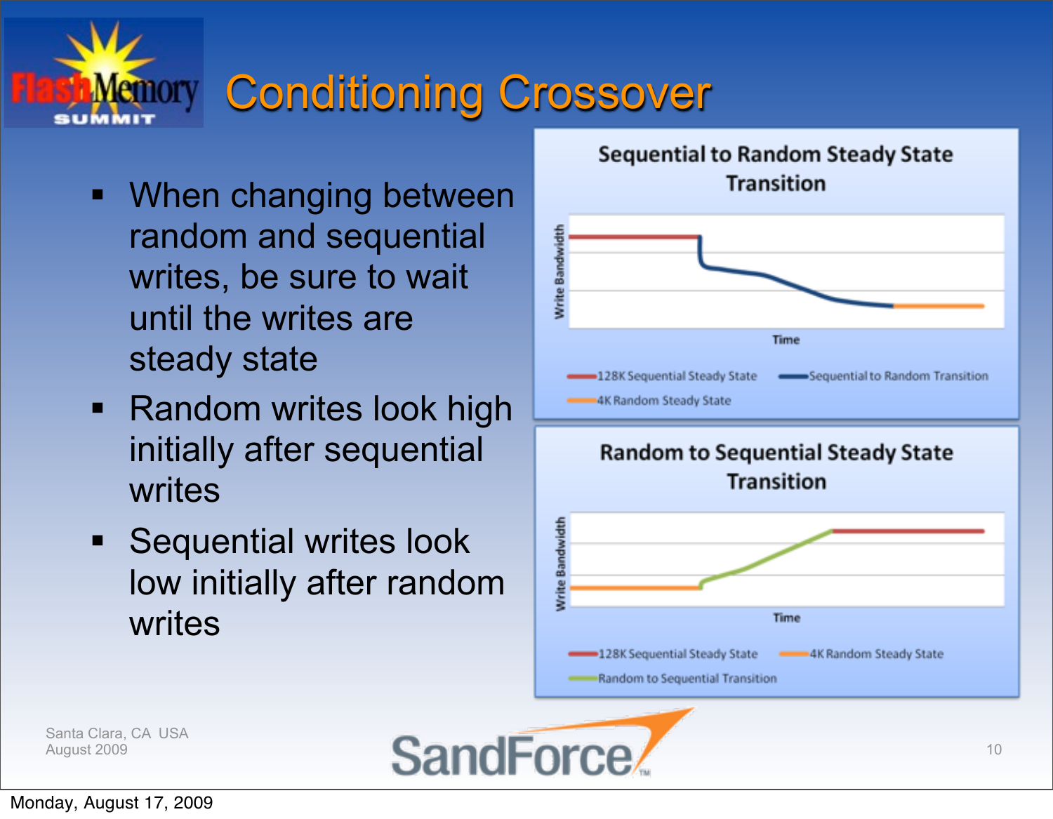# Conditioning Crossover

- When changing between random and sequential writes, be sure to wait until the writes are steady state
- Random writes look high initially after sequential writes
- Sequential writes look low initially after random writes

**Sequential to Random Steady State Transition**

Write Bandwidth

Time

128K Sequential Steady State — Sequential to Random Transition — 4K Random Steady State

**Random to Sequential Steady State Transition**

Write Bandwidth

Time

128K Sequential Steady State — 4K Random Steady State — Random to Sequential Transition

Santa Clara, CA USA
August 2009

Monday, August 17, 2009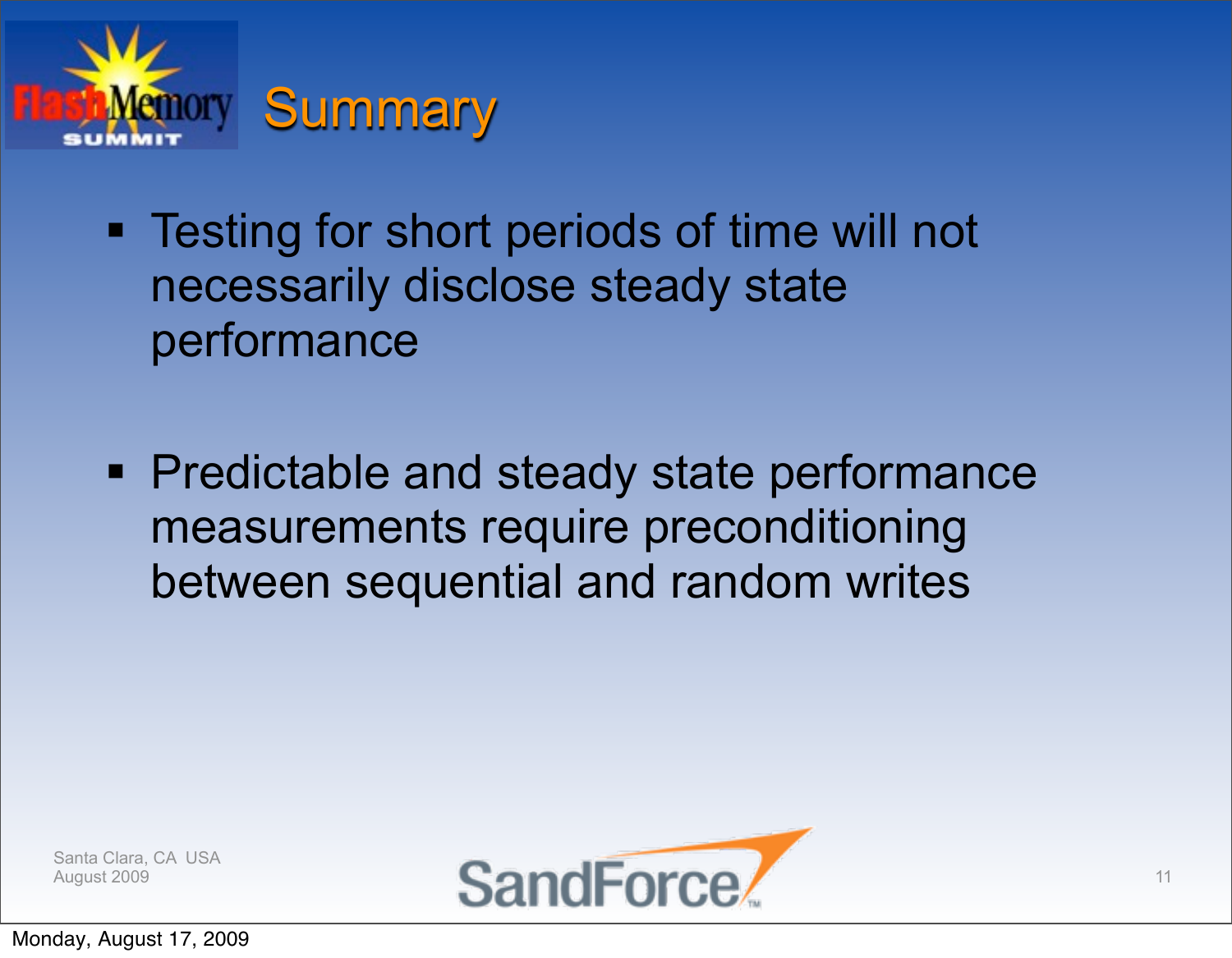# Summary

- Testing for short periods of time will not necessarily disclose steady state performance

- Predictable and steady state performance measurements require preconditioning between sequential and random writes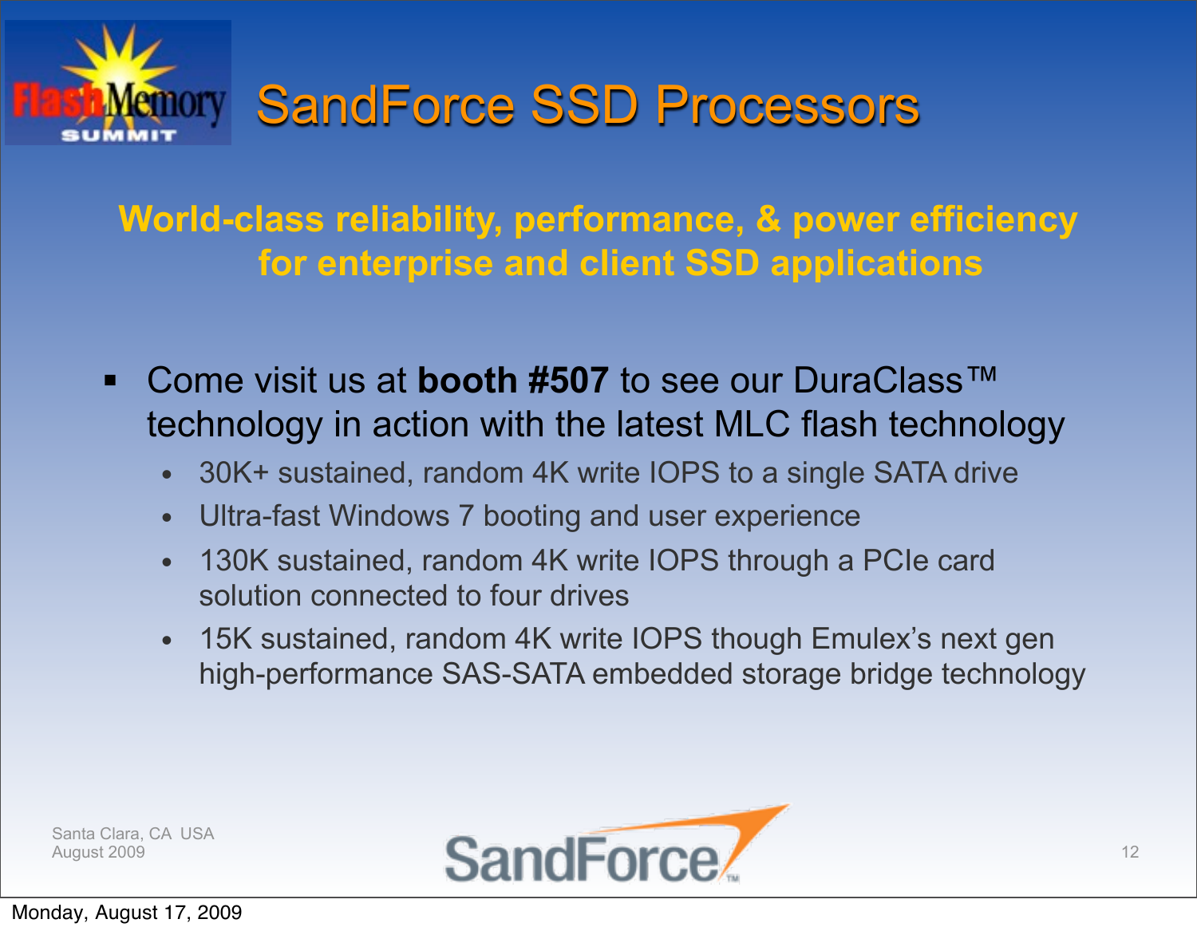# SandForce SSD Processors

**World-class reliability, performance, & power efficiency for enterprise and client SSD applications**

- Come visit us at **booth #507** to see our DuraClass™ technology in action with the latest MLC flash technology
  - 30K+ sustained, random 4K write IOPS to a single SATA drive
  - Ultra-fast Windows 7 booting and user experience
  - 130K sustained, random 4K write IOPS through a PCIe card solution connected to four drives
  - 15K sustained, random 4K write IOPS though Emulex's next gen high-performance SAS-SATA embedded storage bridge technology